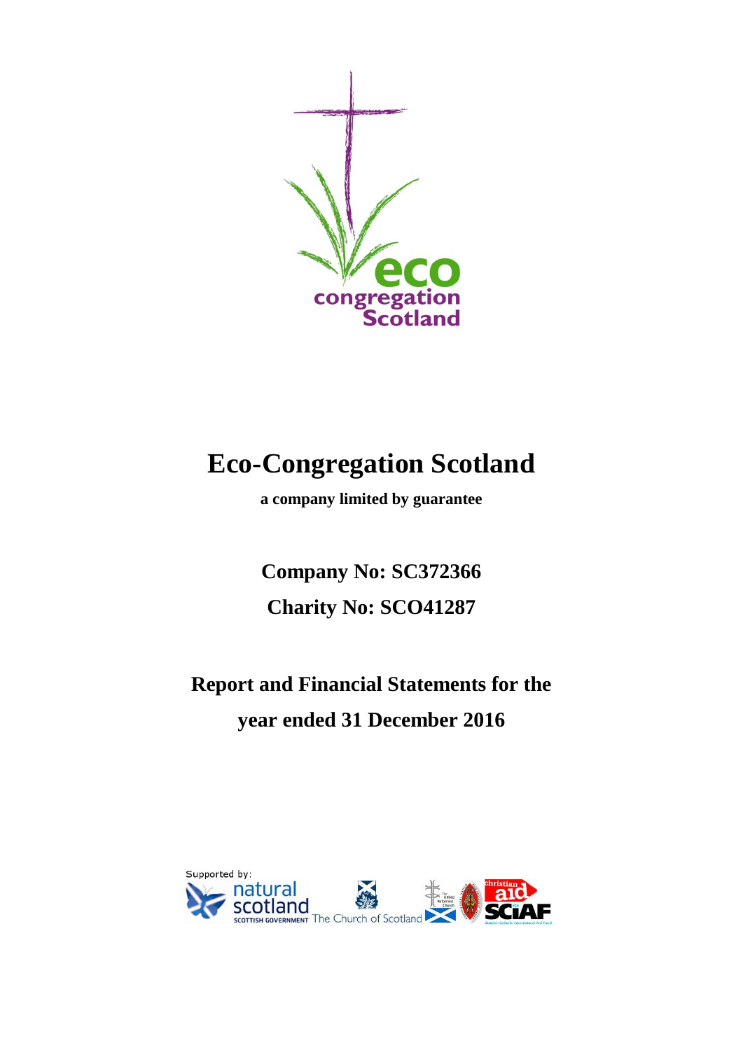# Eco-Congregation Scotland

**a company limited by guarantee**

## Company No: SC372366

## Charity No: SCO41287

## Report and Financial Statements for the year ended 31 December 2016

Supported by: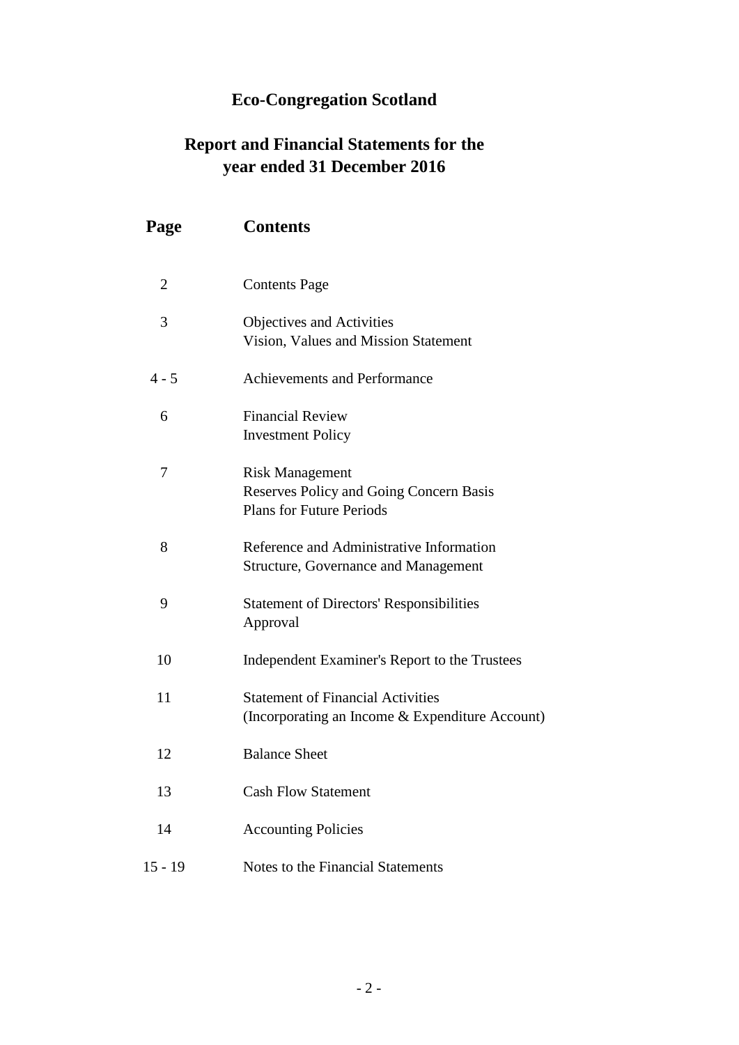# Eco-Congregation Scotland

## Report and Financial Statements for the year ended 31 December 2016

| Page | Contents |
| --- | --- |
| 2 | Contents Page |
| 3 | Objectives and Activities<br>Vision, Values and Mission Statement |
| 4 - 5 | Achievements and Performance |
| 6 | Financial Review<br>Investment Policy |
| 7 | Risk Management<br>Reserves Policy and Going Concern Basis<br>Plans for Future Periods |
| 8 | Reference and Administrative Information<br>Structure, Governance and Management |
| 9 | Statement of Directors' Responsibilities<br>Approval |
| 10 | Independent Examiner's Report to the Trustees |
| 11 | Statement of Financial Activities<br>(Incorporating an Income & Expenditure Account) |
| 12 | Balance Sheet |
| 13 | Cash Flow Statement |
| 14 | Accounting Policies |
| 15 - 19 | Notes to the Financial Statements |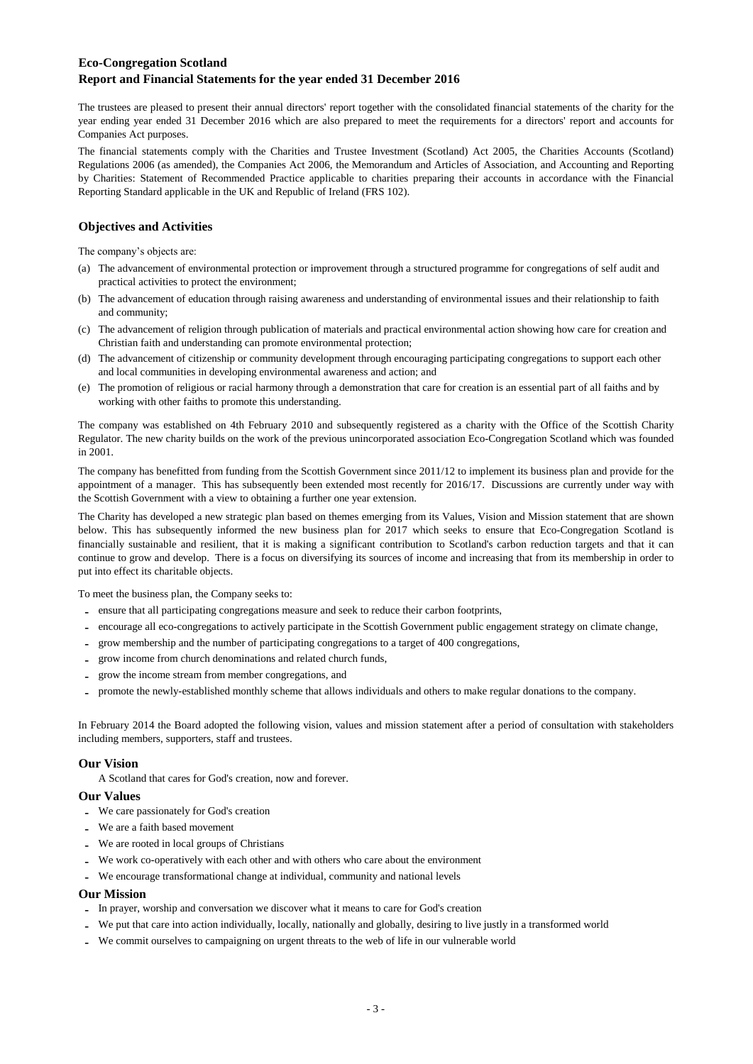## Eco-Congregation Scotland
## Report and Financial Statements for the year ended 31 December 2016

The trustees are pleased to present their annual directors' report together with the consolidated financial statements of the charity for the year ending year ended 31 December 2016 which are also prepared to meet the requirements for a directors' report and accounts for Companies Act purposes.

The financial statements comply with the Charities and Trustee Investment (Scotland) Act 2005, the Charities Accounts (Scotland) Regulations 2006 (as amended), the Companies Act 2006, the Memorandum and Articles of Association, and Accounting and Reporting by Charities: Statement of Recommended Practice applicable to charities preparing their accounts in accordance with the Financial Reporting Standard applicable in the UK and Republic of Ireland (FRS 102).

### Objectives and Activities

The company's objects are:

(a) The advancement of environmental protection or improvement through a structured programme for congregations of self audit and practical activities to protect the environment;

(b) The advancement of education through raising awareness and understanding of environmental issues and their relationship to faith and community;

(c) The advancement of religion through publication of materials and practical environmental action showing how care for creation and Christian faith and understanding can promote environmental protection;

(d) The advancement of citizenship or community development through encouraging participating congregations to support each other and local communities in developing environmental awareness and action; and

(e) The promotion of religious or racial harmony through a demonstration that care for creation is an essential part of all faiths and by working with other faiths to promote this understanding.

The company was established on 4th February 2010 and subsequently registered as a charity with the Office of the Scottish Charity Regulator. The new charity builds on the work of the previous unincorporated association Eco-Congregation Scotland which was founded in 2001.

The company has benefitted from funding from the Scottish Government since 2011/12 to implement its business plan and provide for the appointment of a manager. This has subsequently been extended most recently for 2016/17. Discussions are currently under way with the Scottish Government with a view to obtaining a further one year extension.

The Charity has developed a new strategic plan based on themes emerging from its Values, Vision and Mission statement that are shown below. This has subsequently informed the new business plan for 2017 which seeks to ensure that Eco-Congregation Scotland is financially sustainable and resilient, that it is making a significant contribution to Scotland's carbon reduction targets and that it can continue to grow and develop. There is a focus on diversifying its sources of income and increasing that from its membership in order to put into effect its charitable objects.

To meet the business plan, the Company seeks to:

- ensure that all participating congregations measure and seek to reduce their carbon footprints,
- encourage all eco-congregations to actively participate in the Scottish Government public engagement strategy on climate change,
- grow membership and the number of participating congregations to a target of 400 congregations,
- grow income from church denominations and related church funds,
- grow the income stream from member congregations, and
- promote the newly-established monthly scheme that allows individuals and others to make regular donations to the company.

In February 2014 the Board adopted the following vision, values and mission statement after a period of consultation with stakeholders including members, supporters, staff and trustees.

### Our Vision

A Scotland that cares for God's creation, now and forever.

### Our Values

- We care passionately for God's creation
- We are a faith based movement
- We are rooted in local groups of Christians
- We work co-operatively with each other and with others who care about the environment
- We encourage transformational change at individual, community and national levels

### Our Mission

- In prayer, worship and conversation we discover what it means to care for God's creation
- We put that care into action individually, locally, nationally and globally, desiring to live justly in a transformed world
- We commit ourselves to campaigning on urgent threats to the web of life in our vulnerable world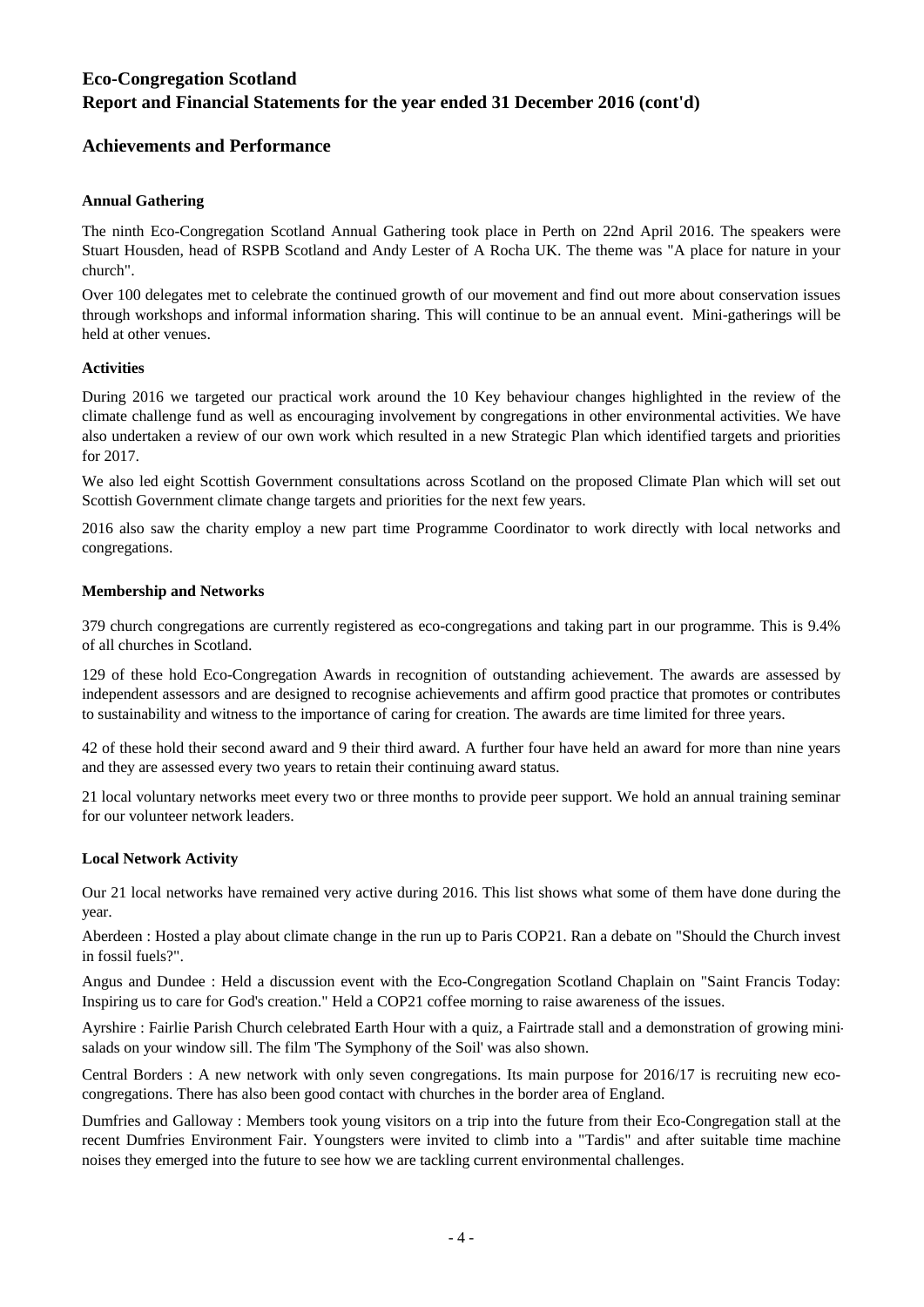# Eco-Congregation Scotland
# Report and Financial Statements for the year ended 31 December 2016 (cont'd)

## Achievements and Performance

### Annual Gathering

The ninth Eco-Congregation Scotland Annual Gathering took place in Perth on 22nd April 2016. The speakers were Stuart Housden, head of RSPB Scotland and Andy Lester of A Rocha UK. The theme was "A place for nature in your church".

Over 100 delegates met to celebrate the continued growth of our movement and find out more about conservation issues through workshops and informal information sharing. This will continue to be an annual event. Mini-gatherings will be held at other venues.

### Activities

During 2016 we targeted our practical work around the 10 Key behaviour changes highlighted in the review of the climate challenge fund as well as encouraging involvement by congregations in other environmental activities. We have also undertaken a review of our own work which resulted in a new Strategic Plan which identified targets and priorities for 2017.

We also led eight Scottish Government consultations across Scotland on the proposed Climate Plan which will set out Scottish Government climate change targets and priorities for the next few years.

2016 also saw the charity employ a new part time Programme Coordinator to work directly with local networks and congregations.

### Membership and Networks

379 church congregations are currently registered as eco-congregations and taking part in our programme. This is 9.4% of all churches in Scotland.

129 of these hold Eco-Congregation Awards in recognition of outstanding achievement. The awards are assessed by independent assessors and are designed to recognise achievements and affirm good practice that promotes or contributes to sustainability and witness to the importance of caring for creation. The awards are time limited for three years.

42 of these hold their second award and 9 their third award. A further four have held an award for more than nine years and they are assessed every two years to retain their continuing award status.

21 local voluntary networks meet every two or three months to provide peer support. We hold an annual training seminar for our volunteer network leaders.

### Local Network Activity

Our 21 local networks have remained very active during 2016. This list shows what some of them have done during the year.

Aberdeen : Hosted a play about climate change in the run up to Paris COP21. Ran a debate on "Should the Church invest in fossil fuels?".

Angus and Dundee : Held a discussion event with the Eco-Congregation Scotland Chaplain on "Saint Francis Today: Inspiring us to care for God's creation." Held a COP21 coffee morning to raise awareness of the issues.

Ayrshire : Fairlie Parish Church celebrated Earth Hour with a quiz, a Fairtrade stall and a demonstration of growing mini-salads on your window sill. The film 'The Symphony of the Soil' was also shown.

Central Borders : A new network with only seven congregations. Its main purpose for 2016/17 is recruiting new eco-congregations. There has also been good contact with churches in the border area of England.

Dumfries and Galloway : Members took young visitors on a trip into the future from their Eco-Congregation stall at the recent Dumfries Environment Fair. Youngsters were invited to climb into a "Tardis" and after suitable time machine noises they emerged into the future to see how we are tackling current environmental challenges.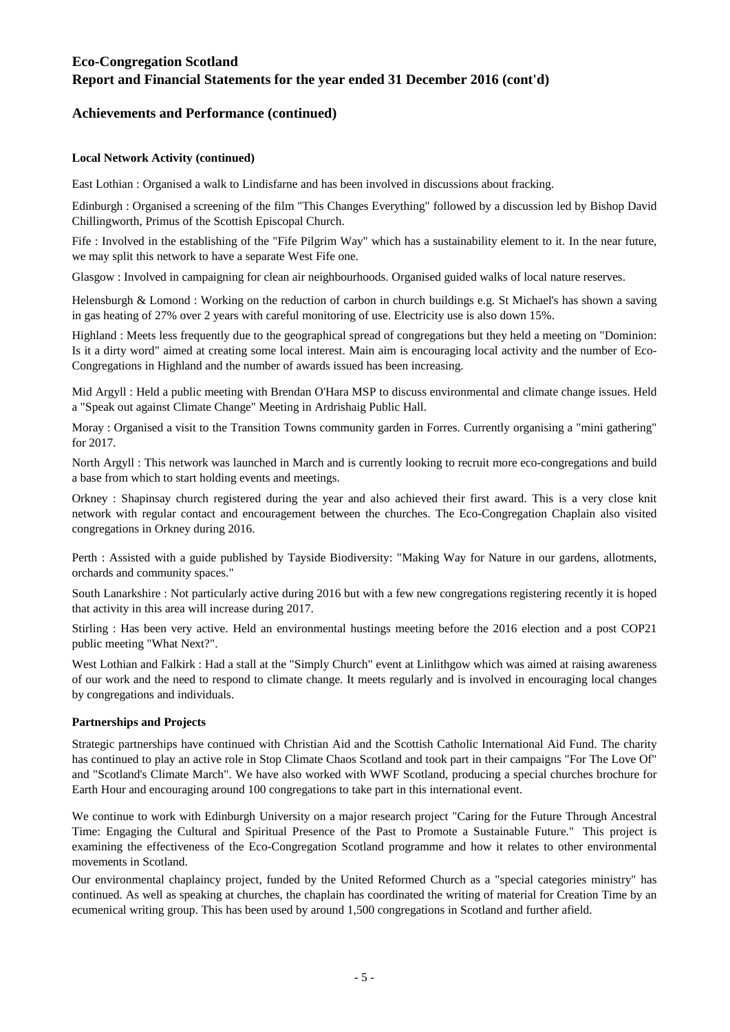# Eco-Congregation Scotland
# Report and Financial Statements for the year ended 31 December 2016 (cont'd)

## Achievements and Performance (continued)

### Local Network Activity (continued)

East Lothian : Organised a walk to Lindisfarne and has been involved in discussions about fracking.

Edinburgh : Organised a screening of the film "This Changes Everything" followed by a discussion led by Bishop David Chillingworth, Primus of the Scottish Episcopal Church.

Fife : Involved in the establishing of the "Fife Pilgrim Way" which has a sustainability element to it. In the near future, we may split this network to have a separate West Fife one.

Glasgow : Involved in campaigning for clean air neighbourhoods. Organised guided walks of local nature reserves.

Helensburgh & Lomond : Working on the reduction of carbon in church buildings e.g. St Michael's has shown a saving in gas heating of 27% over 2 years with careful monitoring of use. Electricity use is also down 15%.

Highland : Meets less frequently due to the geographical spread of congregations but they held a meeting on "Dominion: Is it a dirty word" aimed at creating some local interest. Main aim is encouraging local activity and the number of Eco-Congregations in Highland and the number of awards issued has been increasing.

Mid Argyll : Held a public meeting with Brendan O'Hara MSP to discuss environmental and climate change issues. Held a "Speak out against Climate Change" Meeting in Ardrishaig Public Hall.

Moray : Organised a visit to the Transition Towns community garden in Forres. Currently organising a "mini gathering" for 2017.

North Argyll : This network was launched in March and is currently looking to recruit more eco-congregations and build a base from which to start holding events and meetings.

Orkney : Shapinsay church registered during the year and also achieved their first award. This is a very close knit network with regular contact and encouragement between the churches. The Eco-Congregation Chaplain also visited congregations in Orkney during 2016.

Perth : Assisted with a guide published by Tayside Biodiversity: "Making Way for Nature in our gardens, allotments, orchards and community spaces."

South Lanarkshire : Not particularly active during 2016 but with a few new congregations registering recently it is hoped that activity in this area will increase during 2017.

Stirling : Has been very active. Held an environmental hustings meeting before the 2016 election and a post COP21 public meeting "What Next?".

West Lothian and Falkirk : Had a stall at the "Simply Church" event at Linlithgow which was aimed at raising awareness of our work and the need to respond to climate change. It meets regularly and is involved in encouraging local changes by congregations and individuals.

### Partnerships and Projects

Strategic partnerships have continued with Christian Aid and the Scottish Catholic International Aid Fund. The charity has continued to play an active role in Stop Climate Chaos Scotland and took part in their campaigns "For The Love Of" and "Scotland's Climate March". We have also worked with WWF Scotland, producing a special churches brochure for Earth Hour and encouraging around 100 congregations to take part in this international event.

We continue to work with Edinburgh University on a major research project "Caring for the Future Through Ancestral Time: Engaging the Cultural and Spiritual Presence of the Past to Promote a Sustainable Future." This project is examining the effectiveness of the Eco-Congregation Scotland programme and how it relates to other environmental movements in Scotland.

Our environmental chaplaincy project, funded by the United Reformed Church as a "special categories ministry" has continued. As well as speaking at churches, the chaplain has coordinated the writing of material for Creation Time by an ecumenical writing group. This has been used by around 1,500 congregations in Scotland and further afield.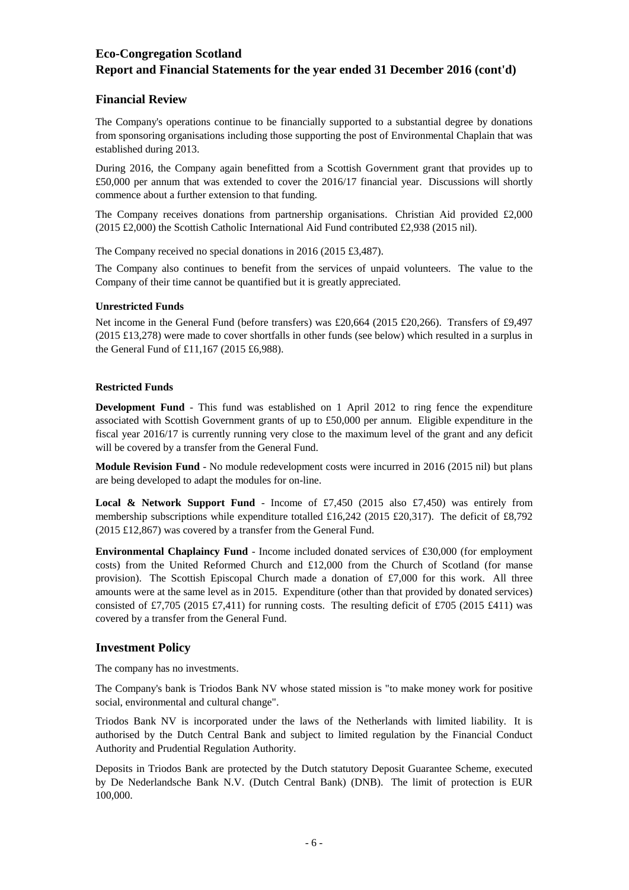## Financial Review

The Company's operations continue to be financially supported to a substantial degree by donations from sponsoring organisations including those supporting the post of Environmental Chaplain that was established during 2013.

During 2016, the Company again benefitted from a Scottish Government grant that provides up to £50,000 per annum that was extended to cover the 2016/17 financial year. Discussions will shortly commence about a further extension to that funding.

The Company receives donations from partnership organisations. Christian Aid provided £2,000 (2015 £2,000) the Scottish Catholic International Aid Fund contributed £2,938 (2015 nil).

The Company received no special donations in 2016 (2015 £3,487).

The Company also continues to benefit from the services of unpaid volunteers. The value to the Company of their time cannot be quantified but it is greatly appreciated.

### Unrestricted Funds

Net income in the General Fund (before transfers) was £20,664 (2015 £20,266). Transfers of £9,497 (2015 £13,278) were made to cover shortfalls in other funds (see below) which resulted in a surplus in the General Fund of £11,167 (2015 £6,988).

### Restricted Funds

**Development Fund** - This fund was established on 1 April 2012 to ring fence the expenditure associated with Scottish Government grants of up to £50,000 per annum. Eligible expenditure in the fiscal year 2016/17 is currently running very close to the maximum level of the grant and any deficit will be covered by a transfer from the General Fund.

**Module Revision Fund** - No module redevelopment costs were incurred in 2016 (2015 nil) but plans are being developed to adapt the modules for on-line.

**Local & Network Support Fund** - Income of £7,450 (2015 also £7,450) was entirely from membership subscriptions while expenditure totalled £16,242 (2015 £20,317). The deficit of £8,792 (2015 £12,867) was covered by a transfer from the General Fund.

**Environmental Chaplaincy Fund** - Income included donated services of £30,000 (for employment costs) from the United Reformed Church and £12,000 from the Church of Scotland (for manse provision). The Scottish Episcopal Church made a donation of £7,000 for this work. All three amounts were at the same level as in 2015. Expenditure (other than that provided by donated services) consisted of £7,705 (2015 £7,411) for running costs. The resulting deficit of £705 (2015 £411) was covered by a transfer from the General Fund.

## Investment Policy

The company has no investments.

The Company's bank is Triodos Bank NV whose stated mission is "to make money work for positive social, environmental and cultural change".

Triodos Bank NV is incorporated under the laws of the Netherlands with limited liability. It is authorised by the Dutch Central Bank and subject to limited regulation by the Financial Conduct Authority and Prudential Regulation Authority.

Deposits in Triodos Bank are protected by the Dutch statutory Deposit Guarantee Scheme, executed by De Nederlandsche Bank N.V. (Dutch Central Bank) (DNB). The limit of protection is EUR 100,000.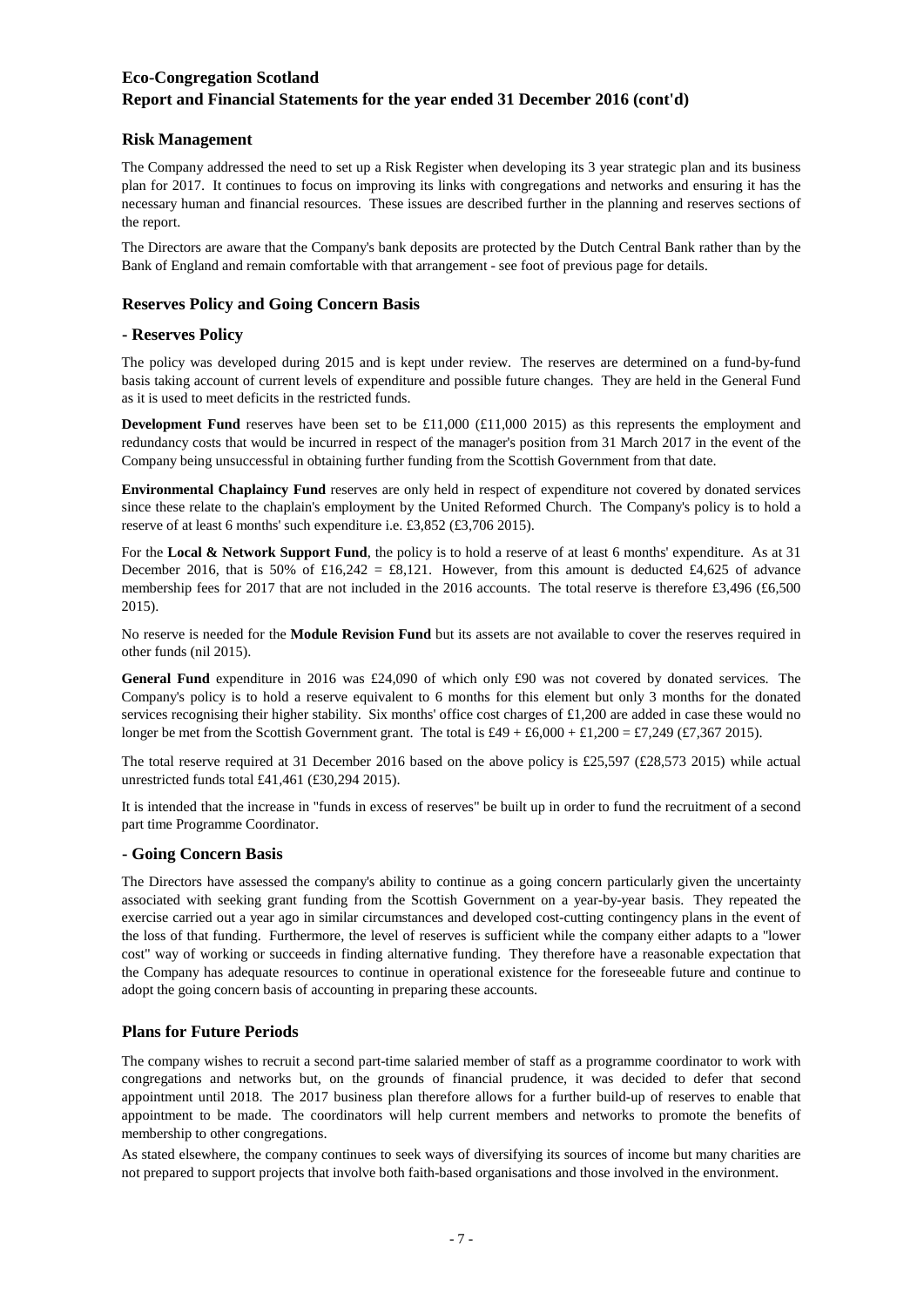## Risk Management

The Company addressed the need to set up a Risk Register when developing its 3 year strategic plan and its business plan for 2017. It continues to focus on improving its links with congregations and networks and ensuring it has the necessary human and financial resources. These issues are described further in the planning and reserves sections of the report.

The Directors are aware that the Company's bank deposits are protected by the Dutch Central Bank rather than by the Bank of England and remain comfortable with that arrangement - see foot of previous page for details.

## Reserves Policy and Going Concern Basis

### - Reserves Policy

The policy was developed during 2015 and is kept under review. The reserves are determined on a fund-by-fund basis taking account of current levels of expenditure and possible future changes. They are held in the General Fund as it is used to meet deficits in the restricted funds.

**Development Fund** reserves have been set to be £11,000 (£11,000 2015) as this represents the employment and redundancy costs that would be incurred in respect of the manager's position from 31 March 2017 in the event of the Company being unsuccessful in obtaining further funding from the Scottish Government from that date.

**Environmental Chaplaincy Fund** reserves are only held in respect of expenditure not covered by donated services since these relate to the chaplain's employment by the United Reformed Church. The Company's policy is to hold a reserve of at least 6 months' such expenditure i.e. £3,852 (£3,706 2015).

For the **Local & Network Support Fund**, the policy is to hold a reserve of at least 6 months' expenditure. As at 31 December 2016, that is 50% of £16,242 = £8,121. However, from this amount is deducted £4,625 of advance membership fees for 2017 that are not included in the 2016 accounts. The total reserve is therefore £3,496 (£6,500 2015).

No reserve is needed for the **Module Revision Fund** but its assets are not available to cover the reserves required in other funds (nil 2015).

**General Fund** expenditure in 2016 was £24,090 of which only £90 was not covered by donated services. The Company's policy is to hold a reserve equivalent to 6 months for this element but only 3 months for the donated services recognising their higher stability. Six months' office cost charges of £1,200 are added in case these would no longer be met from the Scottish Government grant. The total is £49 + £6,000 + £1,200 = £7,249 (£7,367 2015).

The total reserve required at 31 December 2016 based on the above policy is £25,597 (£28,573 2015) while actual unrestricted funds total £41,461 (£30,294 2015).

It is intended that the increase in "funds in excess of reserves" be built up in order to fund the recruitment of a second part time Programme Coordinator.

### - Going Concern Basis

The Directors have assessed the company's ability to continue as a going concern particularly given the uncertainty associated with seeking grant funding from the Scottish Government on a year-by-year basis. They repeated the exercise carried out a year ago in similar circumstances and developed cost-cutting contingency plans in the event of the loss of that funding. Furthermore, the level of reserves is sufficient while the company either adapts to a "lower cost" way of working or succeeds in finding alternative funding. They therefore have a reasonable expectation that the Company has adequate resources to continue in operational existence for the foreseeable future and continue to adopt the going concern basis of accounting in preparing these accounts.

## Plans for Future Periods

The company wishes to recruit a second part-time salaried member of staff as a programme coordinator to work with congregations and networks but, on the grounds of financial prudence, it was decided to defer that second appointment until 2018. The 2017 business plan therefore allows for a further build-up of reserves to enable that appointment to be made. The coordinators will help current members and networks to promote the benefits of membership to other congregations.

As stated elsewhere, the company continues to seek ways of diversifying its sources of income but many charities are not prepared to support projects that involve both faith-based organisations and those involved in the environment.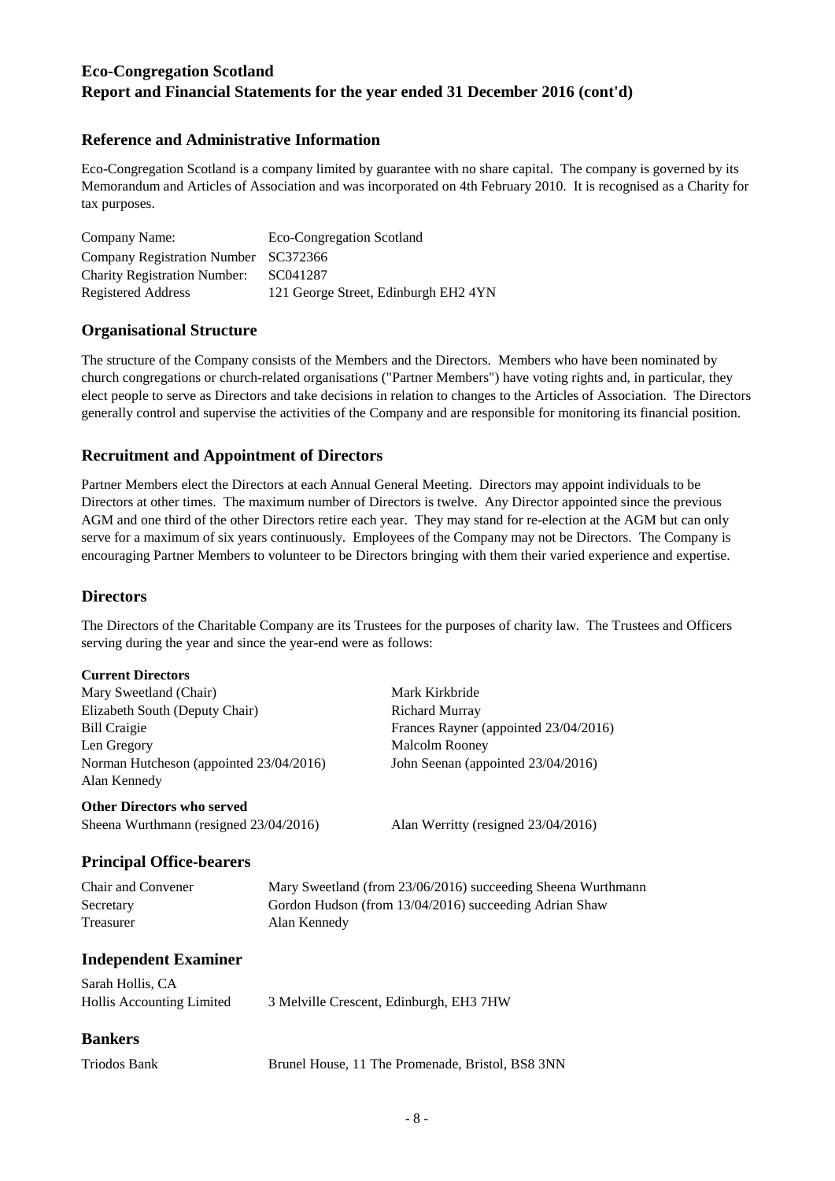# Eco-Congregation Scotland
## Report and Financial Statements for the year ended 31 December 2016 (cont'd)

## Reference and Administrative Information

Eco-Congregation Scotland is a company limited by guarantee with no share capital. The company is governed by its Memorandum and Articles of Association and was incorporated on 4th February 2010. It is recognised as a Charity for tax purposes.

| | |
|---|---|
| Company Name: | Eco-Congregation Scotland |
| Company Registration Number | SC372366 |
| Charity Registration Number: | SC041287 |
| Registered Address | 121 George Street, Edinburgh EH2 4YN |

## Organisational Structure

The structure of the Company consists of the Members and the Directors. Members who have been nominated by church congregations or church-related organisations ("Partner Members") have voting rights and, in particular, they elect people to serve as Directors and take decisions in relation to changes to the Articles of Association. The Directors generally control and supervise the activities of the Company and are responsible for monitoring its financial position.

## Recruitment and Appointment of Directors

Partner Members elect the Directors at each Annual General Meeting. Directors may appoint individuals to be Directors at other times. The maximum number of Directors is twelve. Any Director appointed since the previous AGM and one third of the other Directors retire each year. They may stand for re-election at the AGM but can only serve for a maximum of six years continuously. Employees of the Company may not be Directors. The Company is encouraging Partner Members to volunteer to be Directors bringing with them their varied experience and expertise.

## Directors

The Directors of the Charitable Company are its Trustees for the purposes of charity law. The Trustees and Officers serving during the year and since the year-end were as follows:

**Current Directors**

- Mary Sweetland (Chair)
- Elizabeth South (Deputy Chair)
- Bill Craigie
- Len Gregory
- Norman Hutcheson (appointed 23/04/2016)
- Alan Kennedy
- Mark Kirkbride
- Richard Murray
- Frances Rayner (appointed 23/04/2016)
- Malcolm Rooney
- John Seenan (appointed 23/04/2016)

**Other Directors who served**

- Sheena Wurthmann (resigned 23/04/2016)
- Alan Werritty (resigned 23/04/2016)

## Principal Office-bearers

| | |
|---|---|
| Chair and Convener | Mary Sweetland (from 23/06/2016) succeeding Sheena Wurthmann |
| Secretary | Gordon Hudson (from 13/04/2016) succeeding Adrian Shaw |
| Treasurer | Alan Kennedy |

## Independent Examiner

Sarah Hollis, CA
Hollis Accounting Limited — 3 Melville Crescent, Edinburgh, EH3 7HW

## Bankers

Triodos Bank — Brunel House, 11 The Promenade, Bristol, BS8 3NN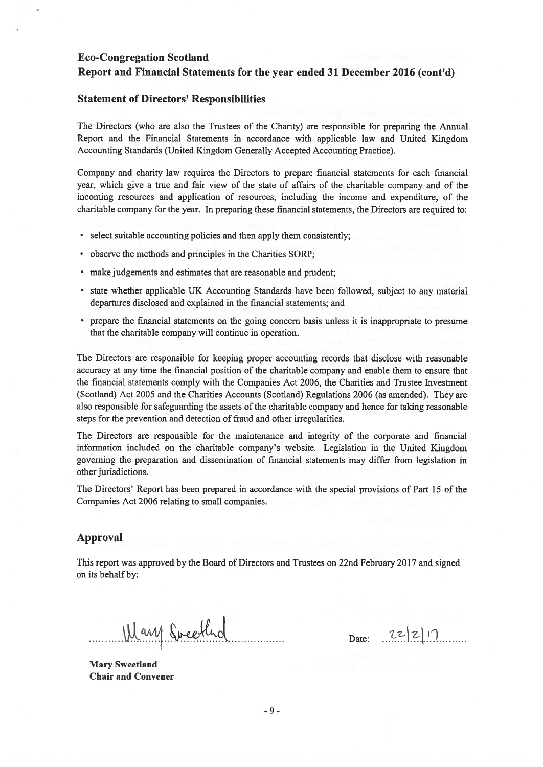# Eco-Congregation Scotland
## Report and Financial Statements for the year ended 31 December 2016 (cont'd)

### Statement of Directors' Responsibilities

The Directors (who are also the Trustees of the Charity) are responsible for preparing the Annual Report and the Financial Statements in accordance with applicable law and United Kingdom Accounting Standards (United Kingdom Generally Accepted Accounting Practice).

Company and charity law requires the Directors to prepare financial statements for each financial year, which give a true and fair view of the state of affairs of the charitable company and of the incoming resources and application of resources, including the income and expenditure, of the charitable company for the year. In preparing these financial statements, the Directors are required to:

- select suitable accounting policies and then apply them consistently;
- observe the methods and principles in the Charities SORP;
- make judgements and estimates that are reasonable and prudent;
- state whether applicable UK Accounting Standards have been followed, subject to any material departures disclosed and explained in the financial statements; and
- prepare the financial statements on the going concern basis unless it is inappropriate to presume that the charitable company will continue in operation.

The Directors are responsible for keeping proper accounting records that disclose with reasonable accuracy at any time the financial position of the charitable company and enable them to ensure that the financial statements comply with the Companies Act 2006, the Charities and Trustee Investment (Scotland) Act 2005 and the Charities Accounts (Scotland) Regulations 2006 (as amended). They are also responsible for safeguarding the assets of the charitable company and hence for taking reasonable steps for the prevention and detection of fraud and other irregularities.

The Directors are responsible for the maintenance and integrity of the corporate and financial information included on the charitable company's website. Legislation in the United Kingdom governing the preparation and dissemination of financial statements may differ from legislation in other jurisdictions.

The Directors' Report has been prepared in accordance with the special provisions of Part 15 of the Companies Act 2006 relating to small companies.

## Approval

This report was approved by the Board of Directors and Trustees on 22nd February 2017 and signed on its behalf by:

Mary Sweetland ............................................ Date: 22/2/17

**Mary Sweetland**
**Chair and Convener**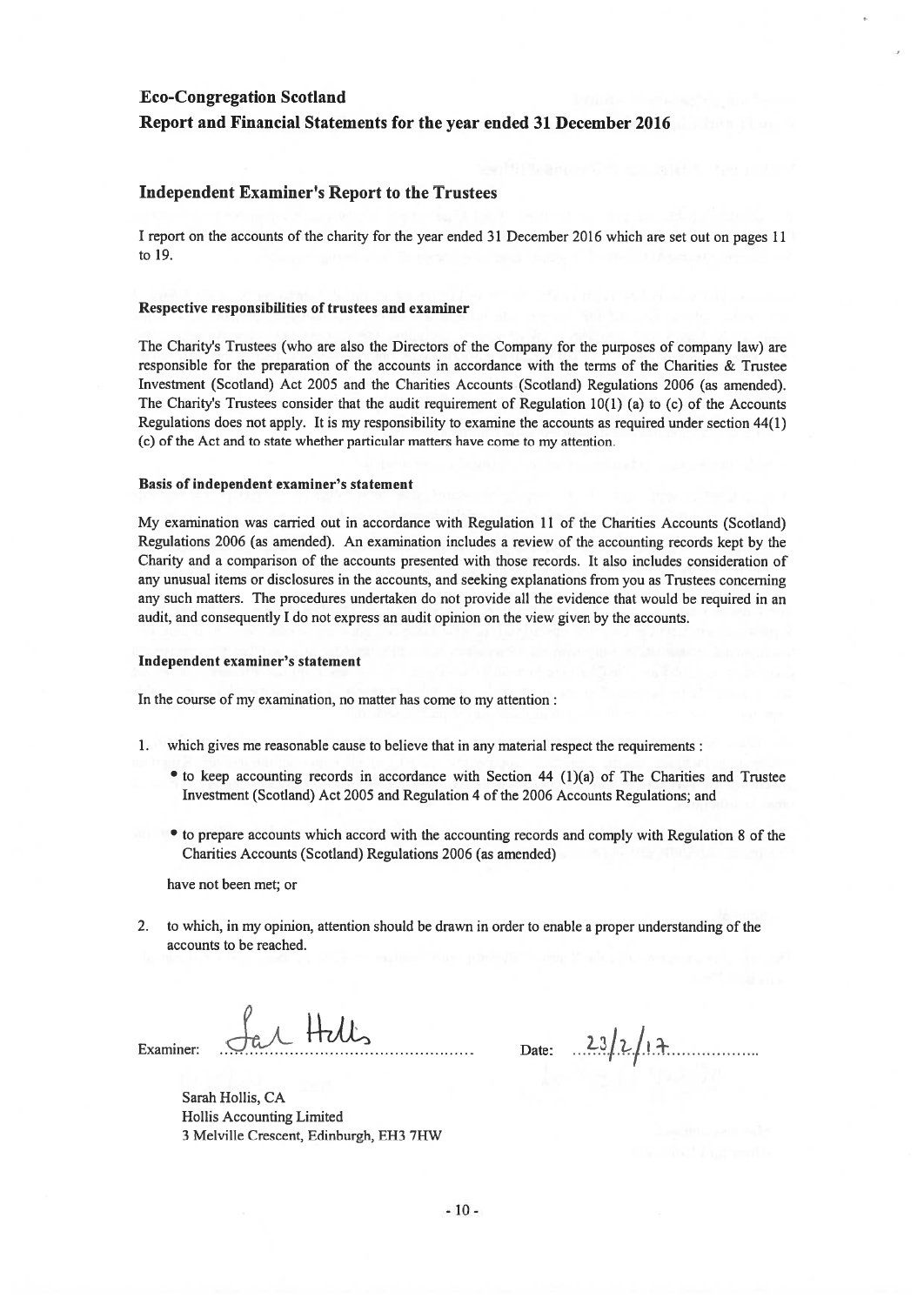**Eco-Congregation Scotland**

**Report and Financial Statements for the year ended 31 December 2016**

## Independent Examiner's Report to the Trustees

I report on the accounts of the charity for the year ended 31 December 2016 which are set out on pages 11 to 19.

### Respective responsibilities of trustees and examiner

The Charity's Trustees (who are also the Directors of the Company for the purposes of company law) are responsible for the preparation of the accounts in accordance with the terms of the Charities & Trustee Investment (Scotland) Act 2005 and the Charities Accounts (Scotland) Regulations 2006 (as amended). The Charity's Trustees consider that the audit requirement of Regulation 10(1) (a) to (c) of the Accounts Regulations does not apply. It is my responsibility to examine the accounts as required under section 44(1) (c) of the Act and to state whether particular matters have come to my attention.

### Basis of independent examiner's statement

My examination was carried out in accordance with Regulation 11 of the Charities Accounts (Scotland) Regulations 2006 (as amended). An examination includes a review of the accounting records kept by the Charity and a comparison of the accounts presented with those records. It also includes consideration of any unusual items or disclosures in the accounts, and seeking explanations from you as Trustees concerning any such matters. The procedures undertaken do not provide all the evidence that would be required in an audit, and consequently I do not express an audit opinion on the view given by the accounts.

### Independent examiner's statement

In the course of my examination, no matter has come to my attention :

1. which gives me reasonable cause to believe that in any material respect the requirements :
   - to keep accounting records in accordance with Section 44 (1)(a) of The Charities and Trustee Investment (Scotland) Act 2005 and Regulation 4 of the 2006 Accounts Regulations; and
   - to prepare accounts which accord with the accounting records and comply with Regulation 8 of the Charities Accounts (Scotland) Regulations 2006 (as amended)

   have not been met; or

2. to which, in my opinion, attention should be drawn in order to enable a proper understanding of the accounts to be reached.

Examiner: Sal Hollis

Date: 23/2/17

Sarah Hollis, CA
Hollis Accounting Limited
3 Melville Crescent, Edinburgh, EH3 7HW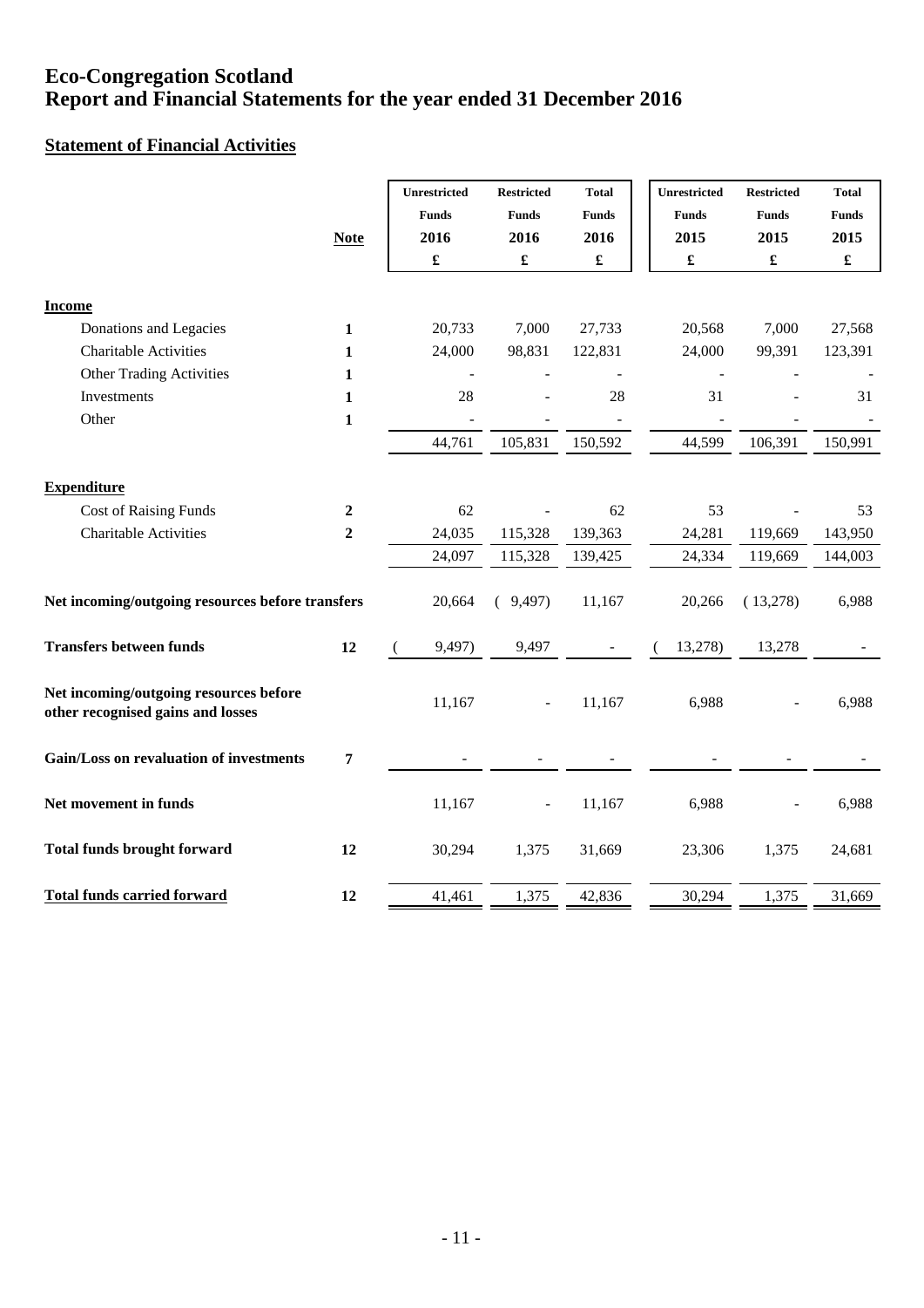# Eco-Congregation Scotland
# Report and Financial Statements for the year ended 31 December 2016

## Statement of Financial Activities

| | Note | Unrestricted Funds 2016 £ | Restricted Funds 2016 £ | Total Funds 2016 £ | Unrestricted Funds 2015 £ | Restricted Funds 2015 £ | Total Funds 2015 £ |
|---|---|---|---|---|---|---|---|
| **Income** | | | | | | | |
| Donations and Legacies | **1** | 20,733 | 7,000 | 27,733 | 20,568 | 7,000 | 27,568 |
| Charitable Activities | **1** | 24,000 | 98,831 | 122,831 | 24,000 | 99,391 | 123,391 |
| Other Trading Activities | **1** | - | - | - | - | - | - |
| Investments | **1** | 28 | - | 28 | 31 | - | 31 |
| Other | **1** | - | - | - | - | - | - |
| | | 44,761 | 105,831 | 150,592 | 44,599 | 106,391 | 150,991 |
| **Expenditure** | | | | | | | |
| Cost of Raising Funds | **2** | 62 | - | 62 | 53 | - | 53 |
| Charitable Activities | **2** | 24,035 | 115,328 | 139,363 | 24,281 | 119,669 | 143,950 |
| | | 24,097 | 115,328 | 139,425 | 24,334 | 119,669 | 144,003 |
| **Net incoming/outgoing resources before transfers** | | 20,664 | ( 9,497) | 11,167 | 20,266 | ( 13,278) | 6,988 |
| **Transfers between funds** | **12** | ( 9,497) | 9,497 | - | ( 13,278) | 13,278 | - |
| **Net incoming/outgoing resources before other recognised gains and losses** | | 11,167 | - | 11,167 | 6,988 | - | 6,988 |
| **Gain/Loss on revaluation of investments** | **7** | - | - | - | - | - | - |
| **Net movement in funds** | | 11,167 | - | 11,167 | 6,988 | - | 6,988 |
| **Total funds brought forward** | **12** | 30,294 | 1,375 | 31,669 | 23,306 | 1,375 | 24,681 |
| **Total funds carried forward** | **12** | 41,461 | 1,375 | 42,836 | 30,294 | 1,375 | 31,669 |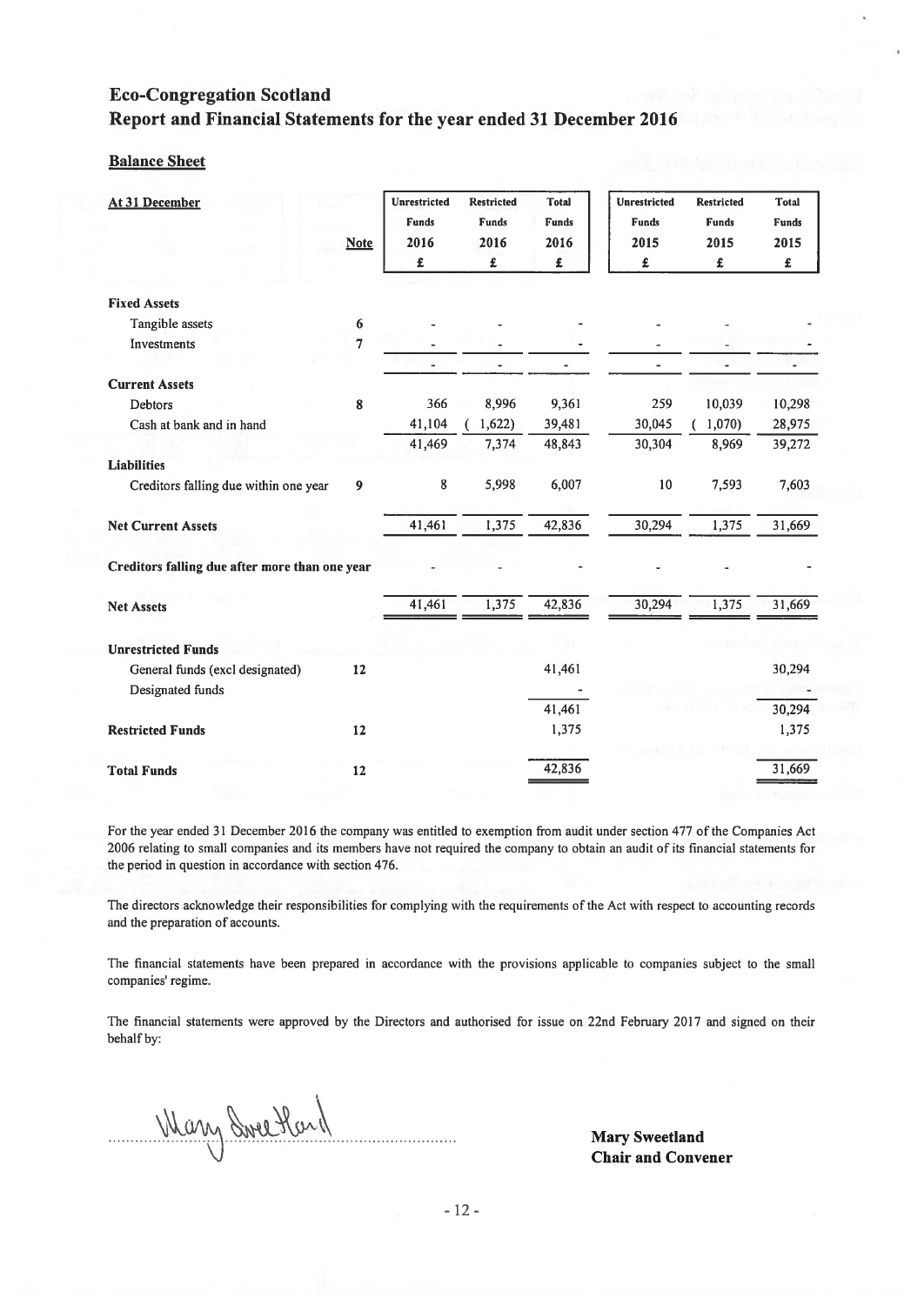# Eco-Congregation Scotland

## Report and Financial Statements for the year ended 31 December 2016

### Balance Sheet

| At 31 December | Note | Unrestricted Funds 2016 £ | Restricted Funds 2016 £ | Total Funds 2016 £ | Unrestricted Funds 2015 £ | Restricted Funds 2015 £ | Total Funds 2015 £ |
|---|---|---|---|---|---|---|---|
| **Fixed Assets** | | | | | | | |
| Tangible assets | 6 | - | - | - | - | - | - |
| Investments | 7 | - | - | - | - | - | - |
| | | - | - | - | - | - | - |
| **Current Assets** | | | | | | | |
| Debtors | 8 | 366 | 8,996 | 9,361 | 259 | 10,039 | 10,298 |
| Cash at bank and in hand | | 41,104 | ( 1,622) | 39,481 | 30,045 | ( 1,070) | 28,975 |
| | | 41,469 | 7,374 | 48,843 | 30,304 | 8,969 | 39,272 |
| **Liabilities** | | | | | | | |
| Creditors falling due within one year | 9 | 8 | 5,998 | 6,007 | 10 | 7,593 | 7,603 |
| **Net Current Assets** | | 41,461 | 1,375 | 42,836 | 30,294 | 1,375 | 31,669 |
| **Creditors falling due after more than one year** | | - | - | - | - | - | - |
| **Net Assets** | | 41,461 | 1,375 | 42,836 | 30,294 | 1,375 | 31,669 |
| **Unrestricted Funds** | | | | | | | |
| General funds (excl designated) | 12 | | | 41,461 | | | 30,294 |
| Designated funds | | | | - | | | - |
| | | | | 41,461 | | | 30,294 |
| **Restricted Funds** | 12 | | | 1,375 | | | 1,375 |
| **Total Funds** | 12 | | | 42,836 | | | 31,669 |

For the year ended 31 December 2016 the company was entitled to exemption from audit under section 477 of the Companies Act 2006 relating to small companies and its members have not required the company to obtain an audit of its financial statements for the period in question in accordance with section 476.

The directors acknowledge their responsibilities for complying with the requirements of the Act with respect to accounting records and the preparation of accounts.

The financial statements have been prepared in accordance with the provisions applicable to companies subject to the small companies' regime.

The financial statements were approved by the Directors and authorised for issue on 22nd February 2017 and signed on their behalf by:

Mary Sweetland

**Mary Sweetland**
**Chair and Convener**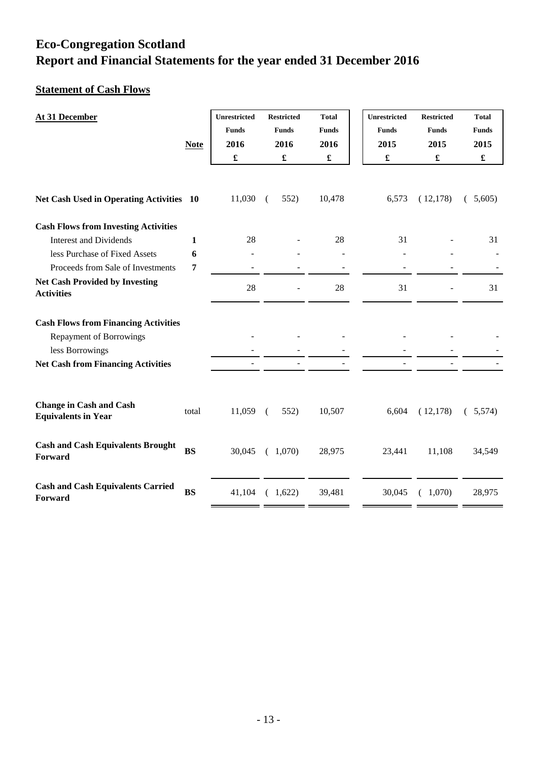# Eco-Congregation Scotland
# Report and Financial Statements for the year ended 31 December 2016

## Statement of Cash Flows

| At 31 December | Note | Unrestricted Funds 2016 £ | Restricted Funds 2016 £ | Total Funds 2016 £ | Unrestricted Funds 2015 £ | Restricted Funds 2015 £ | Total Funds 2015 £ |
|---|---|---|---|---|---|---|---|
| **Net Cash Used in Operating Activities** | **10** | 11,030 | ( 552) | 10,478 | 6,573 | ( 12,178) | ( 5,605) |
| **Cash Flows from Investing Activities** | | | | | | | |
| Interest and Dividends | **1** | 28 | - | 28 | 31 | - | 31 |
| less Purchase of Fixed Assets | **6** | - | - | - | - | - | - |
| Proceeds from Sale of Investments | **7** | - | - | - | - | - | - |
| **Net Cash Provided by Investing Activities** | | 28 | - | 28 | 31 | - | 31 |
| **Cash Flows from Financing Activities** | | | | | | | |
| Repayment of Borrowings | | - | - | - | - | - | - |
| less Borrowings | | - | - | - | - | - | - |
| **Net Cash from Financing Activities** | | - | - | - | - | - | - |
| **Change in Cash and Cash Equivalents in Year** | total | 11,059 | ( 552) | 10,507 | 6,604 | ( 12,178) | ( 5,574) |
| **Cash and Cash Equivalents Brought Forward** | **BS** | 30,045 | ( 1,070) | 28,975 | 23,441 | 11,108 | 34,549 |
| **Cash and Cash Equivalents Carried Forward** | **BS** | 41,104 | ( 1,622) | 39,481 | 30,045 | ( 1,070) | 28,975 |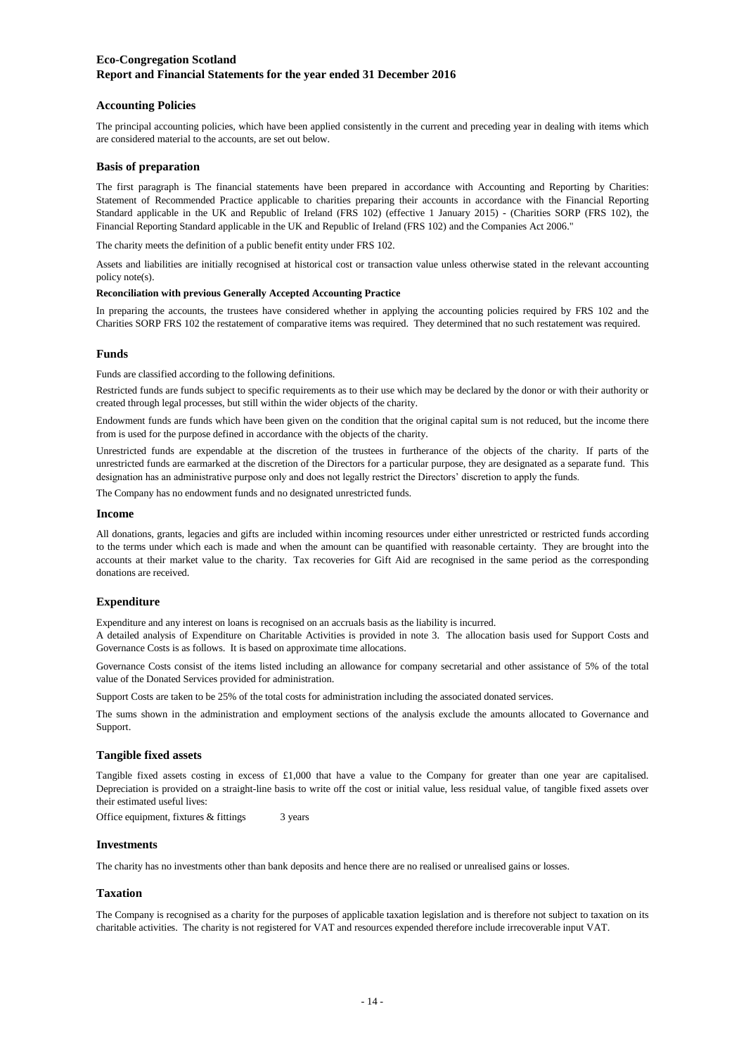## Accounting Policies

The principal accounting policies, which have been applied consistently in the current and preceding year in dealing with items which are considered material to the accounts, are set out below.

### Basis of preparation

The first paragraph is The financial statements have been prepared in accordance with Accounting and Reporting by Charities: Statement of Recommended Practice applicable to charities preparing their accounts in accordance with the Financial Reporting Standard applicable in the UK and Republic of Ireland (FRS 102) (effective 1 January 2015) - (Charities SORP (FRS 102), the Financial Reporting Standard applicable in the UK and Republic of Ireland (FRS 102) and the Companies Act 2006."

The charity meets the definition of a public benefit entity under FRS 102.

Assets and liabilities are initially recognised at historical cost or transaction value unless otherwise stated in the relevant accounting policy note(s).

**Reconciliation with previous Generally Accepted Accounting Practice**

In preparing the accounts, the trustees have considered whether in applying the accounting policies required by FRS 102 and the Charities SORP FRS 102 the restatement of comparative items was required. They determined that no such restatement was required.

### Funds

Funds are classified according to the following definitions.

Restricted funds are funds subject to specific requirements as to their use which may be declared by the donor or with their authority or created through legal processes, but still within the wider objects of the charity.

Endowment funds are funds which have been given on the condition that the original capital sum is not reduced, but the income there from is used for the purpose defined in accordance with the objects of the charity.

Unrestricted funds are expendable at the discretion of the trustees in furtherance of the objects of the charity. If parts of the unrestricted funds are earmarked at the discretion of the Directors for a particular purpose, they are designated as a separate fund. This designation has an administrative purpose only and does not legally restrict the Directors' discretion to apply the funds.

The Company has no endowment funds and no designated unrestricted funds.

### Income

All donations, grants, legacies and gifts are included within incoming resources under either unrestricted or restricted funds according to the terms under which each is made and when the amount can be quantified with reasonable certainty. They are brought into the accounts at their market value to the charity. Tax recoveries for Gift Aid are recognised in the same period as the corresponding donations are received.

### Expenditure

Expenditure and any interest on loans is recognised on an accruals basis as the liability is incurred.

A detailed analysis of Expenditure on Charitable Activities is provided in note 3. The allocation basis used for Support Costs and Governance Costs is as follows. It is based on approximate time allocations.

Governance Costs consist of the items listed including an allowance for company secretarial and other assistance of 5% of the total value of the Donated Services provided for administration.

Support Costs are taken to be 25% of the total costs for administration including the associated donated services.

The sums shown in the administration and employment sections of the analysis exclude the amounts allocated to Governance and Support.

### Tangible fixed assets

Tangible fixed assets costing in excess of £1,000 that have a value to the Company for greater than one year are capitalised. Depreciation is provided on a straight-line basis to write off the cost or initial value, less residual value, of tangible fixed assets over their estimated useful lives:

Office equipment, fixtures & fittings 3 years

### Investments

The charity has no investments other than bank deposits and hence there are no realised or unrealised gains or losses.

### Taxation

The Company is recognised as a charity for the purposes of applicable taxation legislation and is therefore not subject to taxation on its charitable activities. The charity is not registered for VAT and resources expended therefore include irrecoverable input VAT.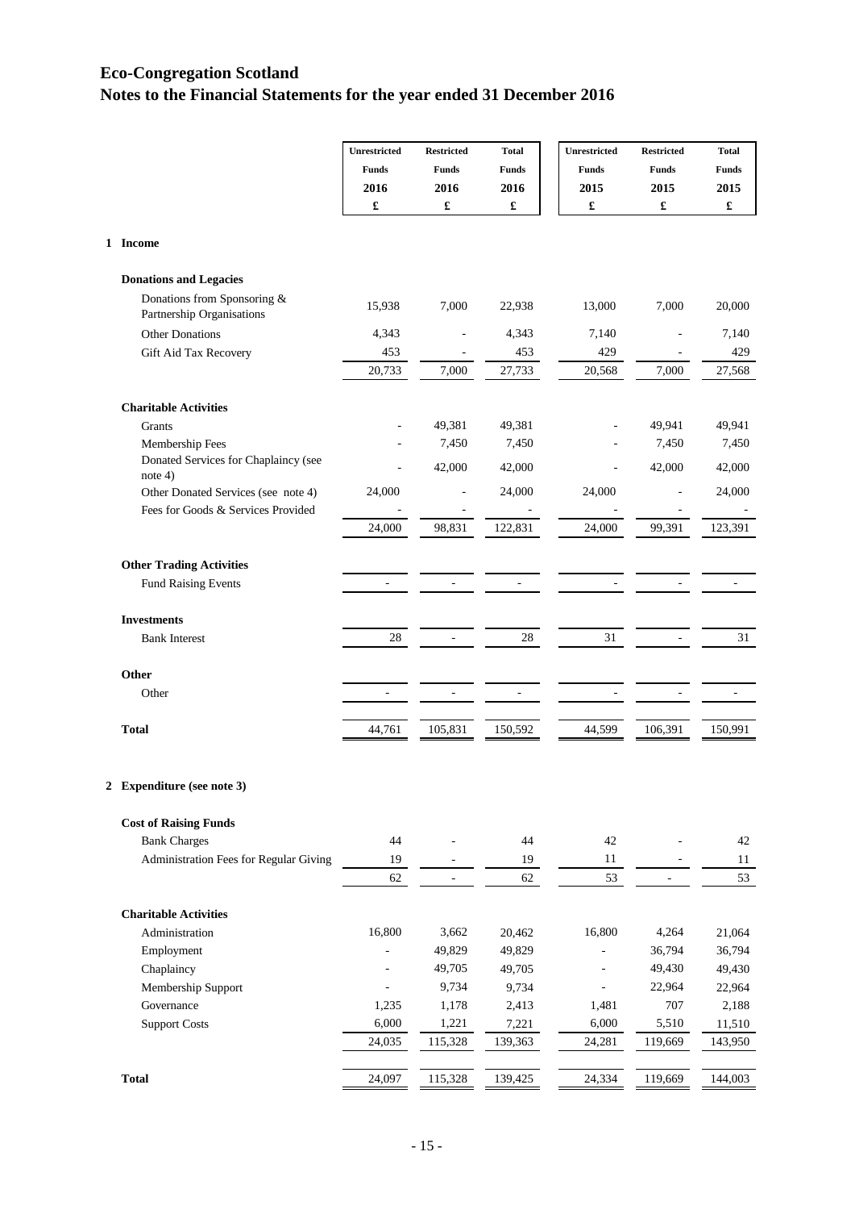# Eco-Congregation Scotland
## Notes to the Financial Statements for the year ended 31 December 2016

| | Unrestricted Funds 2016 £ | Restricted Funds 2016 £ | Total Funds 2016 £ | Unrestricted Funds 2015 £ | Restricted Funds 2015 £ | Total Funds 2015 £ |
|---|---|---|---|---|---|---|
| **1 Income** | | | | | | |
| **Donations and Legacies** | | | | | | |
| Donations from Sponsoring & Partnership Organisations | 15,938 | 7,000 | 22,938 | 13,000 | 7,000 | 20,000 |
| Other Donations | 4,343 | - | 4,343 | 7,140 | - | 7,140 |
| Gift Aid Tax Recovery | 453 | - | 453 | 429 | - | 429 |
| | 20,733 | 7,000 | 27,733 | 20,568 | 7,000 | 27,568 |
| **Charitable Activities** | | | | | | |
| Grants | - | 49,381 | 49,381 | - | 49,941 | 49,941 |
| Membership Fees | - | 7,450 | 7,450 | - | 7,450 | 7,450 |
| Donated Services for Chaplaincy (see note 4) | - | 42,000 | 42,000 | - | 42,000 | 42,000 |
| Other Donated Services (see note 4) | 24,000 | - | 24,000 | 24,000 | - | 24,000 |
| Fees for Goods & Services Provided | - | - | - | - | - | - |
| | 24,000 | 98,831 | 122,831 | 24,000 | 99,391 | 123,391 |
| **Other Trading Activities** | | | | | | |
| Fund Raising Events | - | - | - | - | - | - |
| **Investments** | | | | | | |
| Bank Interest | 28 | - | 28 | 31 | - | 31 |
| **Other** | | | | | | |
| Other | - | - | - | - | - | - |
| **Total** | 44,761 | 105,831 | 150,592 | 44,599 | 106,391 | 150,991 |
| **2 Expenditure (see note 3)** | | | | | | |
| **Cost of Raising Funds** | | | | | | |
| Bank Charges | 44 | - | 44 | 42 | - | 42 |
| Administration Fees for Regular Giving | 19 | - | 19 | 11 | - | 11 |
| | 62 | - | 62 | 53 | - | 53 |
| **Charitable Activities** | | | | | | |
| Administration | 16,800 | 3,662 | 20,462 | 16,800 | 4,264 | 21,064 |
| Employment | - | 49,829 | 49,829 | - | 36,794 | 36,794 |
| Chaplaincy | - | 49,705 | 49,705 | - | 49,430 | 49,430 |
| Membership Support | - | 9,734 | 9,734 | - | 22,964 | 22,964 |
| Governance | 1,235 | 1,178 | 2,413 | 1,481 | 707 | 2,188 |
| Support Costs | 6,000 | 1,221 | 7,221 | 6,000 | 5,510 | 11,510 |
| | 24,035 | 115,328 | 139,363 | 24,281 | 119,669 | 143,950 |
| **Total** | 24,097 | 115,328 | 139,425 | 24,334 | 119,669 | 144,003 |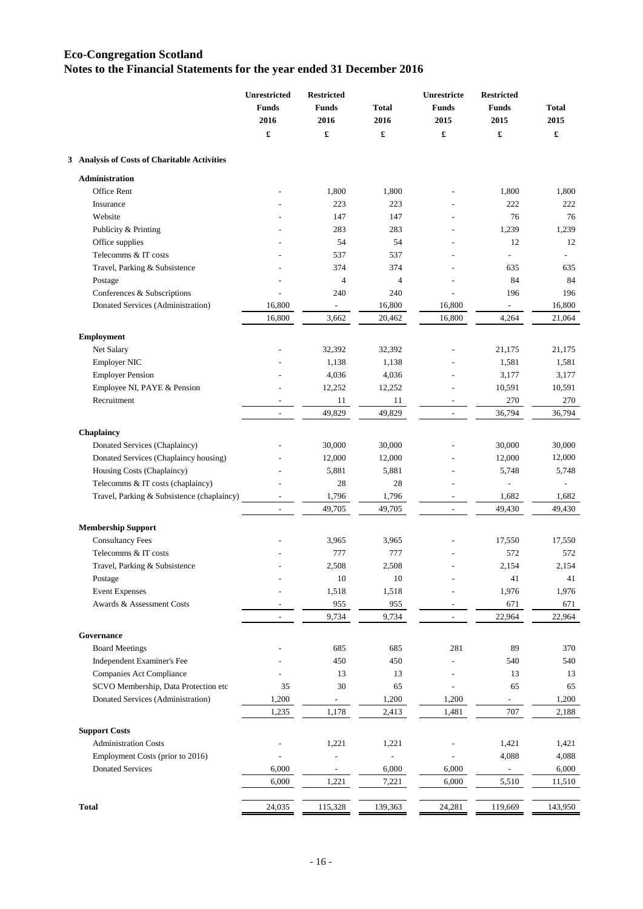# Eco-Congregation Scotland
## Notes to the Financial Statements for the year ended 31 December 2016

| | Unrestricted Funds 2016 £ | Restricted Funds 2016 £ | Total 2016 £ | Unrestricte Funds 2015 £ | Restricted Funds 2015 £ | Total 2015 £ |
|---|---|---|---|---|---|---|
| **3 Analysis of Costs of Charitable Activities** | | | | | | |
| **Administration** | | | | | | |
| Office Rent | - | 1,800 | 1,800 | - | 1,800 | 1,800 |
| Insurance | - | 223 | 223 | - | 222 | 222 |
| Website | - | 147 | 147 | - | 76 | 76 |
| Publicity & Printing | - | 283 | 283 | - | 1,239 | 1,239 |
| Office supplies | - | 54 | 54 | - | 12 | 12 |
| Telecomms & IT costs | - | 537 | 537 | - | - | - |
| Travel, Parking & Subsistence | - | 374 | 374 | - | 635 | 635 |
| Postage | - | 4 | 4 | - | 84 | 84 |
| Conferences & Subscriptions | - | 240 | 240 | - | 196 | 196 |
| Donated Services (Administration) | 16,800 | - | 16,800 | 16,800 | - | 16,800 |
| | 16,800 | 3,662 | 20,462 | 16,800 | 4,264 | 21,064 |
| **Employment** | | | | | | |
| Net Salary | - | 32,392 | 32,392 | - | 21,175 | 21,175 |
| Employer NIC | - | 1,138 | 1,138 | - | 1,581 | 1,581 |
| Employer Pension | - | 4,036 | 4,036 | - | 3,177 | 3,177 |
| Employee NI, PAYE & Pension | - | 12,252 | 12,252 | - | 10,591 | 10,591 |
| Recruitment | - | 11 | 11 | - | 270 | 270 |
| | - | 49,829 | 49,829 | - | 36,794 | 36,794 |
| **Chaplaincy** | | | | | | |
| Donated Services (Chaplaincy) | - | 30,000 | 30,000 | - | 30,000 | 30,000 |
| Donated Services (Chaplaincy housing) | - | 12,000 | 12,000 | - | 12,000 | 12,000 |
| Housing Costs (Chaplaincy) | - | 5,881 | 5,881 | - | 5,748 | 5,748 |
| Telecomms & IT costs (chaplaincy) | - | 28 | 28 | - | - | - |
| Travel, Parking & Subsistence (chaplaincy) | - | 1,796 | 1,796 | - | 1,682 | 1,682 |
| | - | 49,705 | 49,705 | - | 49,430 | 49,430 |
| **Membership Support** | | | | | | |
| Consultancy Fees | - | 3,965 | 3,965 | - | 17,550 | 17,550 |
| Telecomms & IT costs | - | 777 | 777 | - | 572 | 572 |
| Travel, Parking & Subsistence | - | 2,508 | 2,508 | - | 2,154 | 2,154 |
| Postage | - | 10 | 10 | - | 41 | 41 |
| Event Expenses | - | 1,518 | 1,518 | - | 1,976 | 1,976 |
| Awards & Assessment Costs | - | 955 | 955 | - | 671 | 671 |
| | - | 9,734 | 9,734 | - | 22,964 | 22,964 |
| **Governance** | | | | | | |
| Board Meetings | - | 685 | 685 | 281 | 89 | 370 |
| Independent Examiner's Fee | - | 450 | 450 | - | 540 | 540 |
| Companies Act Compliance | - | 13 | 13 | - | 13 | 13 |
| SCVO Membership, Data Protection etc | 35 | 30 | 65 | - | 65 | 65 |
| Donated Services (Administration) | 1,200 | - | 1,200 | 1,200 | - | 1,200 |
| | 1,235 | 1,178 | 2,413 | 1,481 | 707 | 2,188 |
| **Support Costs** | | | | | | |
| Administration Costs | - | 1,221 | 1,221 | - | 1,421 | 1,421 |
| Employment Costs (prior to 2016) | - | - | - | - | 4,088 | 4,088 |
| Donated Services | 6,000 | - | 6,000 | 6,000 | - | 6,000 |
| | 6,000 | 1,221 | 7,221 | 6,000 | 5,510 | 11,510 |
| **Total** | 24,035 | 115,328 | 139,363 | 24,281 | 119,669 | 143,950 |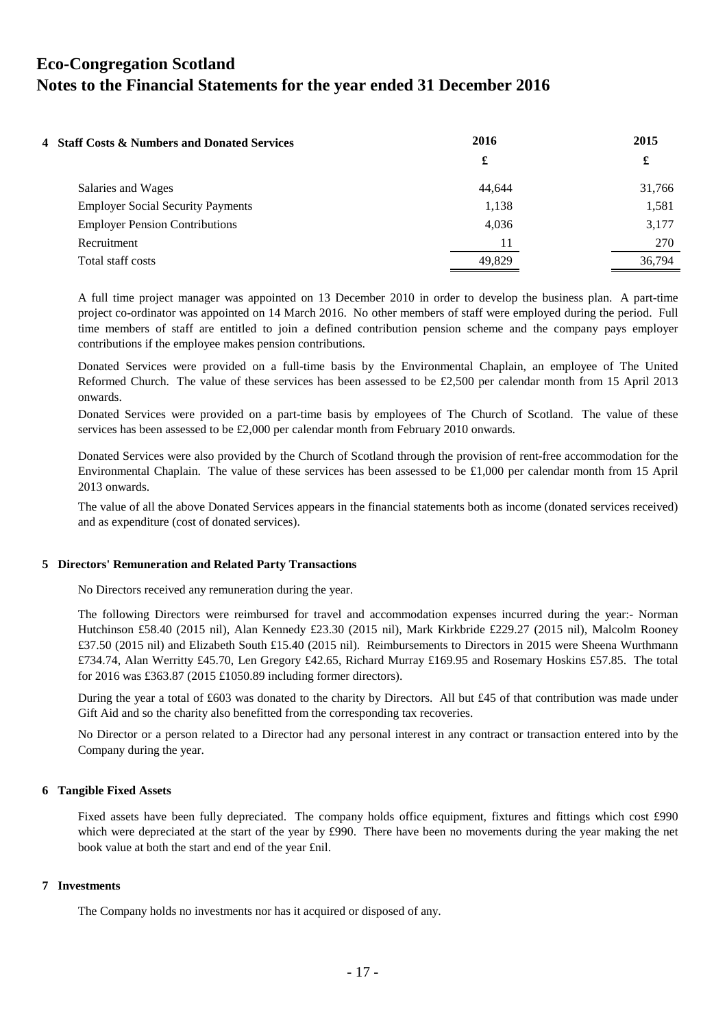# Eco-Congregation Scotland
# Notes to the Financial Statements for the year ended 31 December 2016

## 4 Staff Costs & Numbers and Donated Services

| | 2016 | 2015 |
|---|---|---|
| | £ | £ |
| Salaries and Wages | 44,644 | 31,766 |
| Employer Social Security Payments | 1,138 | 1,581 |
| Employer Pension Contributions | 4,036 | 3,177 |
| Recruitment | 11 | 270 |
| Total staff costs | 49,829 | 36,794 |

A full time project manager was appointed on 13 December 2010 in order to develop the business plan. A part-time project co-ordinator was appointed on 14 March 2016. No other members of staff were employed during the period. Full time members of staff are entitled to join a defined contribution pension scheme and the company pays employer contributions if the employee makes pension contributions.

Donated Services were provided on a full-time basis by the Environmental Chaplain, an employee of The United Reformed Church. The value of these services has been assessed to be £2,500 per calendar month from 15 April 2013 onwards.

Donated Services were provided on a part-time basis by employees of The Church of Scotland. The value of these services has been assessed to be £2,000 per calendar month from February 2010 onwards.

Donated Services were also provided by the Church of Scotland through the provision of rent-free accommodation for the Environmental Chaplain. The value of these services has been assessed to be £1,000 per calendar month from 15 April 2013 onwards.

The value of all the above Donated Services appears in the financial statements both as income (donated services received) and as expenditure (cost of donated services).

## 5 Directors' Remuneration and Related Party Transactions

No Directors received any remuneration during the year.

The following Directors were reimbursed for travel and accommodation expenses incurred during the year:- Norman Hutchinson £58.40 (2015 nil), Alan Kennedy £23.30 (2015 nil), Mark Kirkbride £229.27 (2015 nil), Malcolm Rooney £37.50 (2015 nil) and Elizabeth South £15.40 (2015 nil). Reimbursements to Directors in 2015 were Sheena Wurthmann £734.74, Alan Werritty £45.70, Len Gregory £42.65, Richard Murray £169.95 and Rosemary Hoskins £57.85. The total for 2016 was £363.87 (2015 £1050.89 including former directors).

During the year a total of £603 was donated to the charity by Directors. All but £45 of that contribution was made under Gift Aid and so the charity also benefitted from the corresponding tax recoveries.

No Director or a person related to a Director had any personal interest in any contract or transaction entered into by the Company during the year.

## 6 Tangible Fixed Assets

Fixed assets have been fully depreciated. The company holds office equipment, fixtures and fittings which cost £990 which were depreciated at the start of the year by £990. There have been no movements during the year making the net book value at both the start and end of the year £nil.

## 7 Investments

The Company holds no investments nor has it acquired or disposed of any.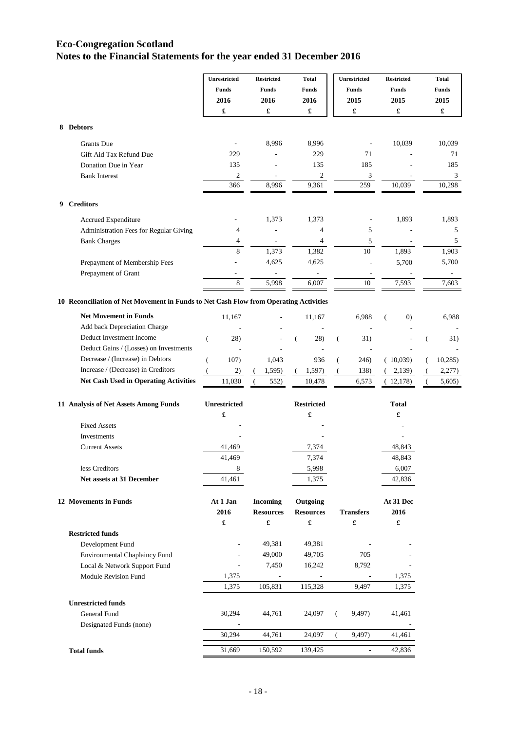# Eco-Congregation Scotland

## Notes to the Financial Statements for the year ended 31 December 2016

| | Unrestricted Funds 2016 £ | Restricted Funds 2016 £ | Total Funds 2016 £ | Unrestricted Funds 2015 £ | Restricted Funds 2015 £ | Total Funds 2015 £ |
|---|---|---|---|---|---|---|
| **8 Debtors** | | | | | | |
| Grants Due | - | 8,996 | 8,996 | - | 10,039 | 10,039 |
| Gift Aid Tax Refund Due | 229 | - | 229 | 71 | - | 71 |
| Donation Due in Year | 135 | - | 135 | 185 | - | 185 |
| Bank Interest | 2 | - | 2 | 3 | - | 3 |
| | 366 | 8,996 | 9,361 | 259 | 10,039 | 10,298 |
| **9 Creditors** | | | | | | |
| Accrued Expenditure | - | 1,373 | 1,373 | - | 1,893 | 1,893 |
| Administration Fees for Regular Giving | 4 | - | 4 | 5 | - | 5 |
| Bank Charges | 4 | - | 4 | 5 | - | 5 |
| | 8 | 1,373 | 1,382 | 10 | 1,893 | 1,903 |
| Prepayment of Membership Fees | - | 4,625 | 4,625 | - | 5,700 | 5,700 |
| Prepayment of Grant | - | - | - | - | - | - |
| | 8 | 5,998 | 6,007 | 10 | 7,593 | 7,603 |
| **10 Reconciliation of Net Movement in Funds to Net Cash Flow from Operating Activities** | | | | | | |
| **Net Movement in Funds** | 11,167 | - | 11,167 | 6,988 | ( 0) | 6,988 |
| Add back Depreciation Charge | - | - | - | - | - | - |
| Deduct Investment Income | ( 28) | - | ( 28) | ( 31) | - | ( 31) |
| Deduct Gains / (Losses) on Investments | - | - | - | - | - | - |
| Decrease / (Increase) in Debtors | ( 107) | 1,043 | 936 | ( 246) | ( 10,039) | ( 10,285) |
| Increase / (Decrease) in Creditors | ( 2) | ( 1,595) | ( 1,597) | ( 138) | ( 2,139) | ( 2,277) |
| **Net Cash Used in Operating Activities** | 11,030 | ( 552) | 10,478 | 6,573 | ( 12,178) | ( 5,605) |

**11 Analysis of Net Assets Among Funds**

| | Unrestricted £ | Restricted £ | Total £ |
|---|---|---|---|
| Fixed Assets | - | - | - |
| Investments | - | - | - |
| Current Assets | 41,469 | 7,374 | 48,843 |
| | 41,469 | 7,374 | 48,843 |
| less Creditors | 8 | 5,998 | 6,007 |
| **Net assets at 31 December** | 41,461 | 1,375 | 42,836 |

**12 Movements in Funds**

| | At 1 Jan 2016 £ | Incoming Resources £ | Outgoing Resources £ | Transfers £ | At 31 Dec 2016 £ |
|---|---|---|---|---|---|
| **Restricted funds** | | | | | |
| Development Fund | - | 49,381 | 49,381 | - | - |
| Environmental Chaplaincy Fund | - | 49,000 | 49,705 | 705 | - |
| Local & Network Support Fund | - | 7,450 | 16,242 | 8,792 | - |
| Module Revision Fund | 1,375 | - | - | - | 1,375 |
| | 1,375 | 105,831 | 115,328 | 9,497 | 1,375 |
| **Unrestricted funds** | | | | | |
| General Fund | 30,294 | 44,761 | 24,097 | ( 9,497) | 41,461 |
| Designated Funds (none) | - | | | | - |
| | 30,294 | 44,761 | 24,097 | ( 9,497) | 41,461 |
| **Total funds** | 31,669 | 150,592 | 139,425 | - | 42,836 |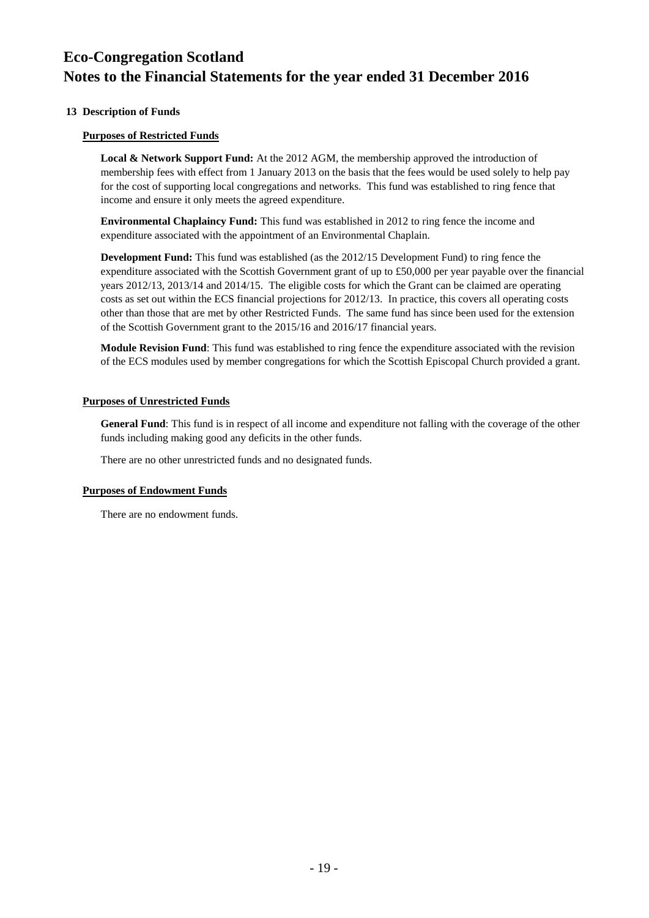# Eco-Congregation Scotland
# Notes to the Financial Statements for the year ended 31 December 2016

**13 Description of Funds**

**Purposes of Restricted Funds**

**Local & Network Support Fund:** At the 2012 AGM, the membership approved the introduction of membership fees with effect from 1 January 2013 on the basis that the fees would be used solely to help pay for the cost of supporting local congregations and networks. This fund was established to ring fence that income and ensure it only meets the agreed expenditure.

**Environmental Chaplaincy Fund:** This fund was established in 2012 to ring fence the income and expenditure associated with the appointment of an Environmental Chaplain.

**Development Fund:** This fund was established (as the 2012/15 Development Fund) to ring fence the expenditure associated with the Scottish Government grant of up to £50,000 per year payable over the financial years 2012/13, 2013/14 and 2014/15. The eligible costs for which the Grant can be claimed are operating costs as set out within the ECS financial projections for 2012/13. In practice, this covers all operating costs other than those that are met by other Restricted Funds. The same fund has since been used for the extension of the Scottish Government grant to the 2015/16 and 2016/17 financial years.

**Module Revision Fund**: This fund was established to ring fence the expenditure associated with the revision of the ECS modules used by member congregations for which the Scottish Episcopal Church provided a grant.

**Purposes of Unrestricted Funds**

**General Fund**: This fund is in respect of all income and expenditure not falling with the coverage of the other funds including making good any deficits in the other funds.

There are no other unrestricted funds and no designated funds.

**Purposes of Endowment Funds**

There are no endowment funds.